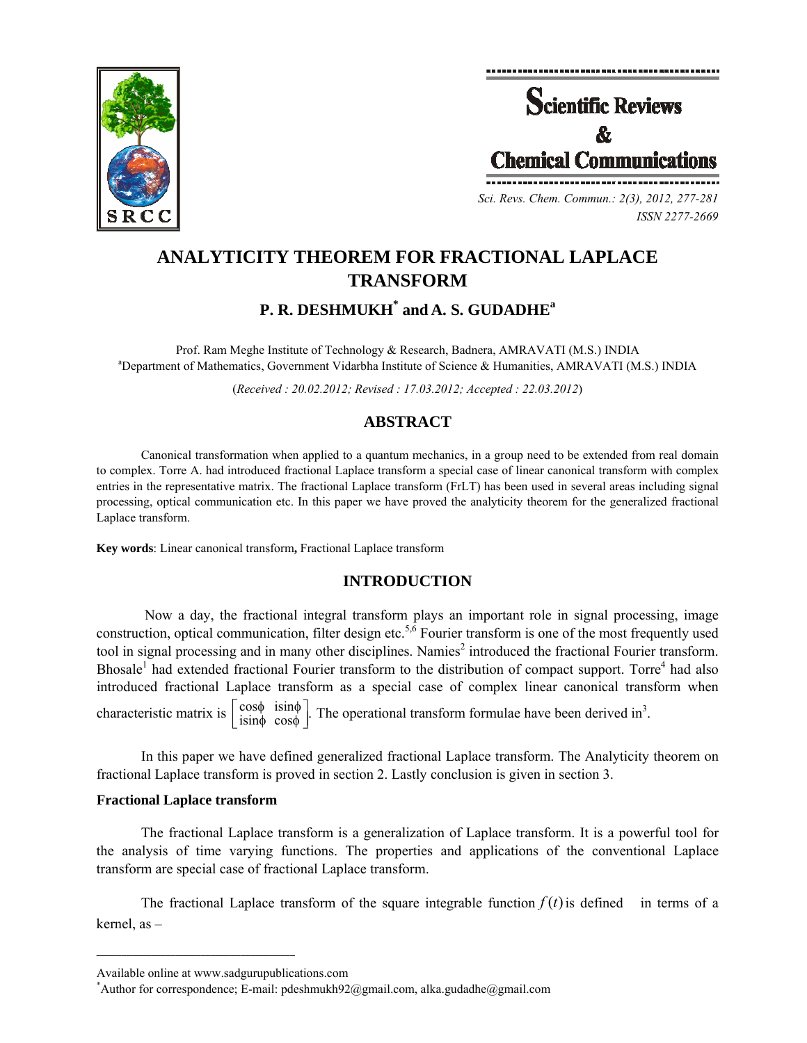# ANALYTICITY THEOREM FOR FRACTIONAL LAPLACE TRANSFORM

## P. R. DESHMUKH* and A. S. GUDADHE[a]

Prof. Ram Meghe Institute of Technology & Research, Badnera, AMRAVATI (M.S.) INDIA
[a]Department of Mathematics, Government Vidarbha Institute of Science & Humanities, AMRAVATI (M.S.) INDIA

(*Received : 20.02.2012; Revised : 17.03.2012; Accepted : 22.03.2012*)

## ABSTRACT

Canonical transformation when applied to a quantum mechanics, in a group need to be extended from real domain to complex. Torre A. had introduced fractional Laplace transform a special case of linear canonical transform with complex entries in the representative matrix. The fractional Laplace transform (FrLT) has been used in several areas including signal processing, optical communication etc. In this paper we have proved the analyticity theorem for the generalized fractional Laplace transform.

**Key words**: Linear canonical transform**,** Fractional Laplace transform

## INTRODUCTION

Now a day, the fractional integral transform plays an important role in signal processing, image construction, optical communication, filter design etc.[5,6] Fourier transform is one of the most frequently used tool in signal processing and in many other disciplines. Namies[2] introduced the fractional Fourier transform. Bhosale[1] had extended fractional Fourier transform to the distribution of compact support. Torre[4] had also introduced fractional Laplace transform as a special case of complex linear canonical transform when characteristic matrix is $\begin{bmatrix} \cos\phi & i\sin\phi \\ i\sin\phi & \cos\phi \end{bmatrix}$. The operational transform formulae have been derived in[3].

In this paper we have defined generalized fractional Laplace transform. The Analyticity theorem on fractional Laplace transform is proved in section 2. Lastly conclusion is given in section 3.

### Fractional Laplace transform

The fractional Laplace transform is a generalization of Laplace transform. It is a powerful tool for the analysis of time varying functions. The properties and applications of the conventional Laplace transform are special case of fractional Laplace transform.

The fractional Laplace transform of the square integrable function $f(t)$ is defined in terms of a kernel, as –

---

Available online at www.sadgurupublications.com

*Author for correspondence; E-mail: pdeshmukh92@gmail.com, alka.gudadhe@gmail.com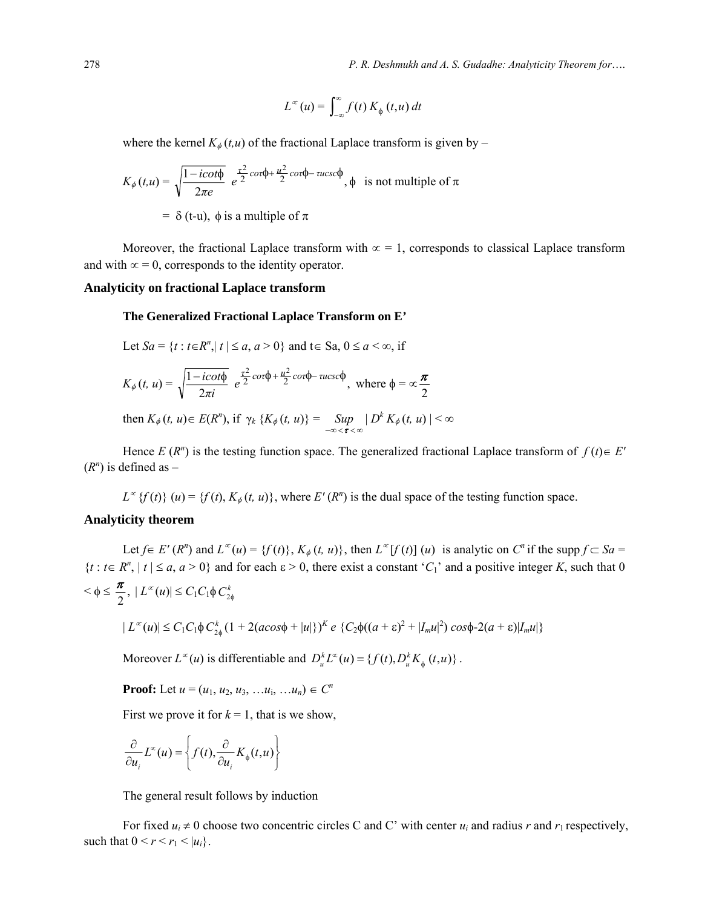$$L^{\propto}(u) = \int_{-\infty}^{\infty} f(t)\, K_{\phi}(t,u)\, dt$$

where the kernel $K_{\phi}(t,u)$ of the fractional Laplace transform is given by –

$$K_{\phi}(t,u) = \sqrt{\frac{1-icot\phi}{2\pi e}}\; e^{\frac{\tau^2}{2}cot\phi + \frac{u^2}{2}cot\phi - \tau u csc\phi}, \; \phi \text{ is not multiple of } \pi$$

$$= \delta(t-u), \; \phi \text{ is a multiple of } \pi$$

Moreover, the fractional Laplace transform with $\propto = 1$, corresponds to classical Laplace transform and with $\propto = 0$, corresponds to the identity operator.

## Analyticity on fractional Laplace transform

### The Generalized Fractional Laplace Transform on E'

Let $Sa = \{t : t \in R^n, |t| \leq a, a > 0\}$ and $t \in$ Sa, $0 \leq a < \infty$, if

$$K_{\phi}(t,u) = \sqrt{\frac{1-icot\phi}{2\pi i}}\; e^{\frac{\tau^2}{2}cot\phi + \frac{u^2}{2}cot\phi - \tau u csc\phi}, \text{ where } \phi = \propto \frac{\pi}{2}$$

then $K_{\phi}(t, u) \in E(R^n)$, if $\gamma_k \{K_{\phi}(t, u)\} = \sup_{-\infty < \tau < \infty} |D^k K_{\phi}(t, u)| < \infty$

Hence $E(R^n)$ is the testing function space. The generalized fractional Laplace transform of $f(t) \in E'(R^n)$ is defined as –

$L^{\propto}\{f(t)\}(u) = \{f(t), K_{\phi}(t, u)\}$, where $E'(R^n)$ is the dual space of the testing function space.

## Analyticity theorem

Let $f \in E'(R^n)$ and $L^{\propto}(u) = \{f(t)\}, K_{\phi}(t, u)\}$, then $L^{\propto}[f(t)](u)$ is analytic on $C^n$ if the supp $f \subset Sa = \{t : t \in R^n, |t| \leq a, a > 0\}$ and for each $\varepsilon > 0$, there exist a constant '$C_1$' and a positive integer $K$, such that $0 < \phi \leq \frac{\pi}{2}$, $|L^{\propto}(u)| \leq C_1 C_1 \phi\, C_{2\phi}^k$

$$|L^{\propto}(u)| \leq C_1 C_1 \phi\, C_{2\phi}^k (1 + 2(acos\phi + |u|\})^K e\, \{C_2\phi((a+\varepsilon)^2 + |I_m u|^2) cos\phi - 2(a+\varepsilon)|I_m u|\}$$

Moreover $L^{\propto}(u)$ is differentiable and $D_u^k L^{\propto}(u) = \{f(t), D_u^k K_{\phi}(t,u)\}$.

**Proof:** Let $u = (u_1, u_2, u_3, \ldots u_i, \ldots u_n) \in C^n$

First we prove it for $k = 1$, that is we show,

$$\frac{\partial}{\partial u_i} L^{\propto}(u) = \left\{ f(t), \frac{\partial}{\partial u_i} K_{\phi}(t,u) \right\}$$

The general result follows by induction

For fixed $u_i \neq 0$ choose two concentric circles C and C' with center $u_i$ and radius $r$ and $r_1$ respectively, such that $0 < r < r_1 < |u_i\}$.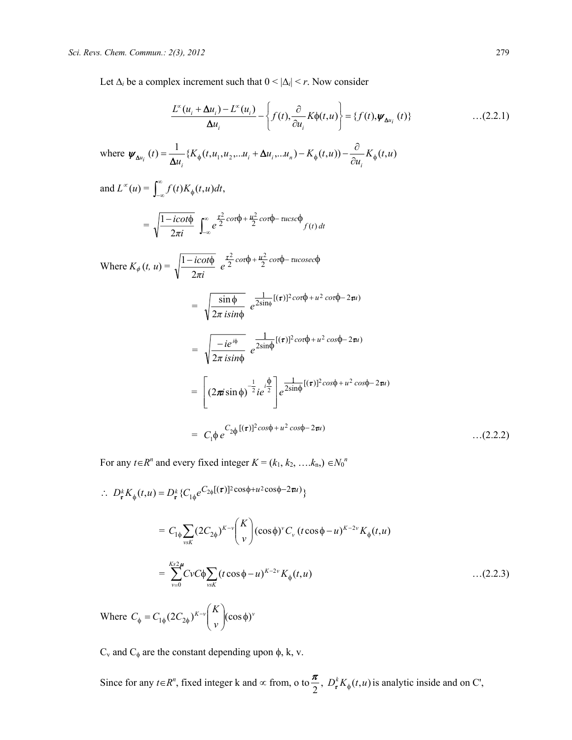Let $\Delta_i$ be a complex increment such that $0 < |\Delta_i| < r$. Now consider

$$\frac{L^{\propto}(u_i + \Delta u_i) - L^{\propto}(u_i)}{\Delta u_i} - \left\{ f(t), \frac{\partial}{\partial u_i} K\phi(t,u) \right\} = \{f(t), \boldsymbol{\psi}_{\Delta u_i}(t)\} \qquad \dots(2.2.1)$$

where $\boldsymbol{\psi}_{\Delta u_i}(t) = \dfrac{1}{\Delta u_i}\{K_{\phi}(t, u_1, u_2, \dots u_i + \Delta u_i, \dots u_n) - K_{\phi}(t,u)) - \dfrac{\partial}{\partial u_i} K_{\phi}(t,u)$

and $L^{\propto}(u) = \int_{-\infty}^{\infty} f(t) K_{\phi}(t,u) dt,$

$$= \sqrt{\frac{1 - icot\phi}{2\pi i}} \int_{-\infty}^{\infty} e^{\frac{\tau^2}{2} cot\tau\phi + \frac{u^2}{2} cot\tau\phi - \tau ucsc\phi} f(t)\, dt$$

Where $K_{\phi}(t, u) = \sqrt{\dfrac{1 - icot\phi}{2\pi i}} \; e^{\frac{\tau^2}{2} cot\tau\phi + \frac{u^2}{2} cot\tau\phi - \tau ucosec\phi}$

$$= \sqrt{\frac{\sin\phi}{2\pi\, isin\phi}} \; e^{\frac{1}{2\sin\phi}[(\boldsymbol{\tau})]^2 cot\tau\phi + u^2\, cot\tau\phi - 2\boldsymbol{\tau} u)}$$

$$= \sqrt{\frac{-ie^{i\phi}}{2\pi\, isin\phi}} \; e^{\frac{1}{2\sin\phi}[(\boldsymbol{\tau})]^2 cot\tau\phi + u^2\, cos\phi - 2\boldsymbol{\tau} u)}$$

$$= \left[ (2\boldsymbol{\pi} \boldsymbol{i} \sin\phi)^{-\frac{1}{2}} ie^{i\frac{\phi}{2}} \right] e^{\frac{1}{2\sin\phi}[(\boldsymbol{\tau})]^2 cos\phi + u^2\, cos\phi - 2\boldsymbol{\tau} u)}$$

$$= C_1\phi\, e^{C_{2\phi}[(\boldsymbol{\tau})]^2 cos\phi + u^2\, cos\phi - 2\boldsymbol{\tau} u)} \qquad \dots(2.2.2)$$

For any $t \in R^n$ and every fixed integer $K = (k_1, k_2, \dots k_n,) \in N_0^n$

$$\therefore\; D_{\boldsymbol{\tau}}^k K_{\phi}(t,u) = D_{\boldsymbol{\tau}}^k \{C_{1\phi} e^{C_{2\phi}[(\boldsymbol{\tau})]^2 \cos\phi + u^2 \cos\phi - 2\boldsymbol{\tau} u)}\}$$

$$= C_{1\phi} \sum_{vsK} (2C_{2\phi})^{K-v} \binom{K}{v} (\cos\phi)^v C_v\, (t\cos\phi - u)^{K-2v} K_{\phi}(t,u)$$

$$= \sum_{v=0}^{Ks2\boldsymbol{\mu}} CvC\phi \sum_{vsK} (t\cos\phi - u)^{K-2v} K_{\phi}(t,u) \qquad \dots(2.2.3)$$

Where $C_{\phi} = C_{1\phi}(2C_{2\phi})^{K-v} \dbinom{K}{v} (\cos\phi)^v$

$C_v$ and $C_\phi$ are the constant depending upon $\phi$, k, v.

Since for any $t \in R^n$, fixed integer k and $\propto$ from, o to $\dfrac{\boldsymbol{\pi}}{2}$, $D_{\boldsymbol{\tau}}^k K_{\phi}(t,u)$ is analytic inside and on C',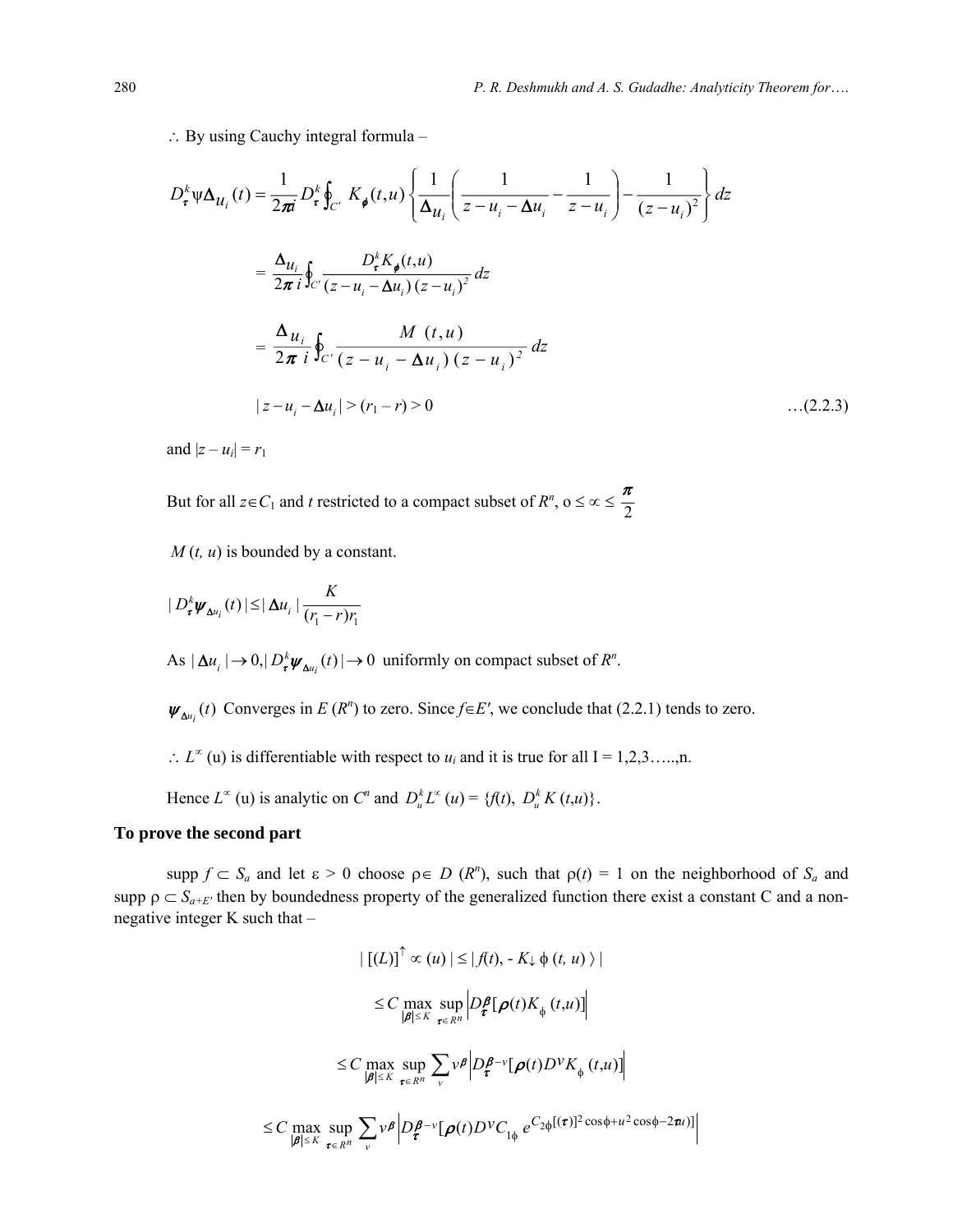$\therefore$ By using Cauchy integral formula –

$$D_{\tau}^{k}\psi\Delta_{u_i}(t) = \frac{1}{2\pi i} D_{\tau}^{k} \oint_{C'} K_{\phi}(t,u)\left\{\frac{1}{\Delta u_i}\left(\frac{1}{z-u_i-\Delta u_i}-\frac{1}{z-u_i}\right)-\frac{1}{(z-u_i)^2}\right\}dz$$

$$= \frac{\Delta u_i}{2\pi\, i}\oint_{C'}\frac{D_{\tau}^{k}K_{\phi}(t,u)}{(z-u_i-\Delta u_i)\,(z-u_i)^2}\,dz$$

$$= \frac{\Delta u_i}{2\pi\, i}\oint_{C'}\frac{M\ (t,u)}{(z-u_i-\Delta u_i)\,(z-u_i)^2}\,dz$$

$$|\,z-u_i-\Delta u_i\,| > (r_1-r) > 0 \qquad \text{…(2.2.3)}$$

and $|z-u_i| = r_1$

But for all $z\in C_1$ and $t$ restricted to a compact subset of $R^n$, $0 \le \propto \le \dfrac{\pi}{2}$

$M(t, u)$ is bounded by a constant.

$$|\,D_{\tau}^{k}\psi_{\Delta u_i}(t)\,| \le |\,\Delta u_i\,|\frac{K}{(r_1-r)r_1}$$

As $|\,\Delta u_i\,| \to 0, |\,D_{\tau}^{k}\psi_{\Delta u_i}(t)\,| \to 0$ uniformly on compact subset of $R^n$.

$\psi_{\Delta u_i}(t)$ Converges in $E\,(R^n)$ to zero. Since $f\in E'$, we conclude that (2.2.1) tends to zero.

$\therefore$ $L^{\propto}$ (u) is differentiable with respect to $u_i$ and it is true for all I = 1,2,3…..,n.

Hence $L^{\propto}$ (u) is analytic on $C^n$ and $D_u^k L^{\propto}(u) = \{f(t),\ D_u^k K\,(t,u)\}$.

**To prove the second part**

supp $f \subset S_a$ and let $\varepsilon > 0$ choose $\rho\in D\,(R^n)$, such that $\rho(t) = 1$ on the neighborhood of $S_a$ and supp $\rho \subset S_{a+E'}$ then by boundedness property of the generalized function there exist a constant C and a non-negative integer K such that –

$$|\,[(L)]^{\uparrow} \propto (u)\,| \le |\,\langle f(t), -K_{\downarrow}\,\phi\,(t,u)\rangle\,|$$

$$\le C\max_{|\beta|\le K}\ \sup_{\tau\in R^n}\left|D_{\tau}^{\beta}[\rho(t)K_{\phi}\,(t,u)]\right|$$

$$\le C\max_{|\beta|\le K}\ \sup_{\tau\in R^n}\sum_{v} v^{\beta}\left|D_{\tau}^{\beta-v}[\rho(t)D^{v}K_{\phi}\,(t,u)]\right|$$

$$\le C\max_{|\beta|\le K}\ \sup_{\tau\in R^n}\sum_{v} v^{\beta}\left|D_{\tau}^{\beta-v}[\rho(t)D^{v}C_{1\phi}\ e^{C_{2\phi}[(\tau)]^2\cos\phi+u^2\cos\phi-2\pi u)]}\right|$$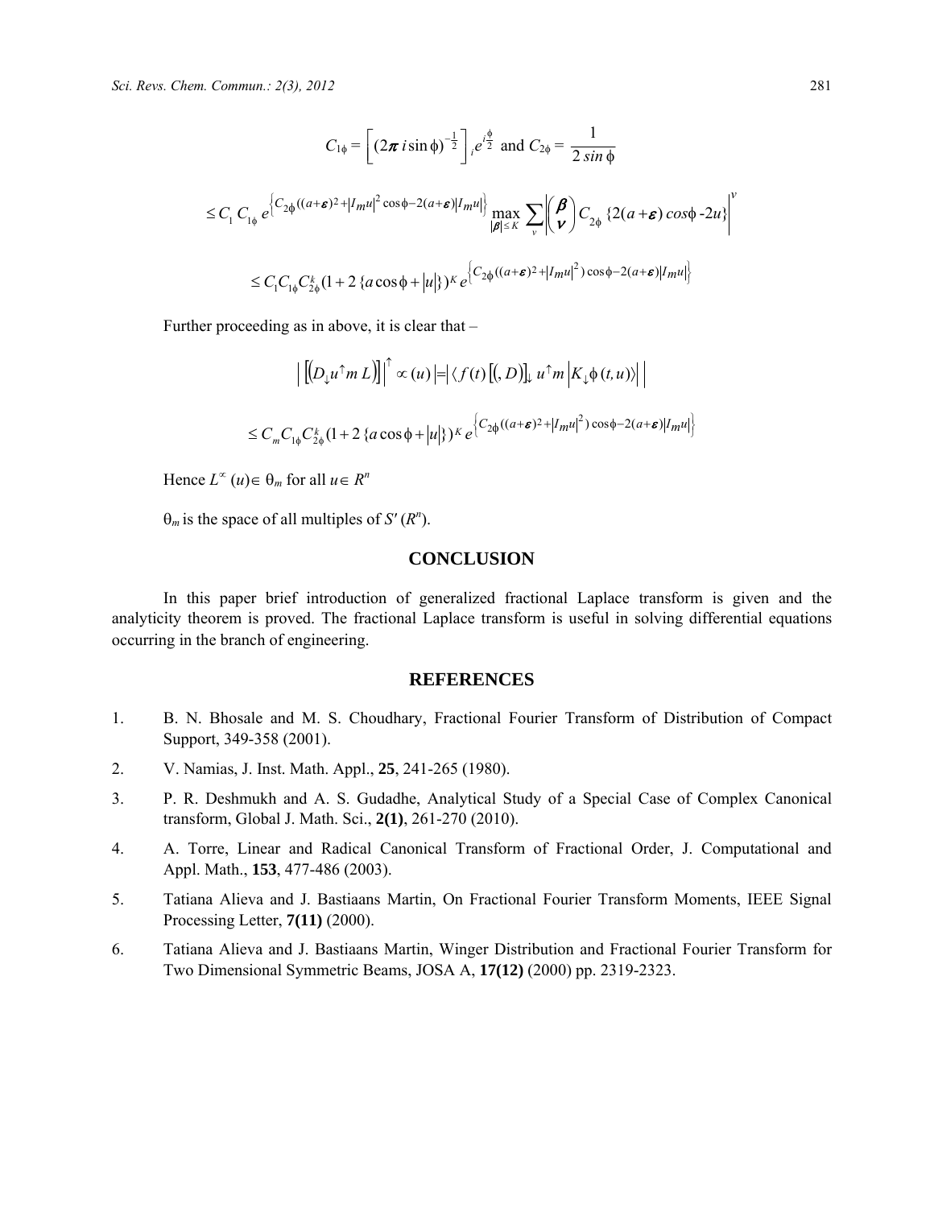$$C_{1\phi} = \left[(2\pi\, i \sin\phi)^{-\frac{1}{2}}\right]_i e^{i\frac{\phi}{2}} \text{ and } C_{2\phi} = \frac{1}{2\, sin\, \phi}$$

$$\leq C_1\, C_{1\phi}\, e^{\left\{C_{2\phi}((a+\varepsilon)2+|I_m u|^2 \cos\phi - 2(a+\varepsilon)|I_m u|\right\}} \max_{|\beta|\leq K} \sum_{v} \left| \binom{\beta}{\nu} C_{2\phi}\, \{2(a+\varepsilon)\, cos\phi\, \text{-}2u\} \right|^{v}$$

$$\leq C_1 C_{1\phi} C_{2\phi}^{k} (1 + 2\, \{a \cos\phi + |u|\})^K\, e^{\left\{C_{2\phi}((a+\varepsilon)2+|I_m u|^2) \cos\phi - 2(a+\varepsilon)|I_m u|\right\}}$$

Further proceeding as in above, it is clear that –

$$\left| \left[\left(D_{\downarrow} u^{\uparrow} m\, L\right)\right] \right|^{\uparrow} \propto (u) \left| = \right| \langle f(t) \left[\left(, D\right)\right]_{\downarrow} u^{\uparrow} m \left| K_{\downarrow} \phi\, (t, u) \right\rangle \Big| \Big|$$

$$\leq C_m C_{1\phi} C_{2\phi}^{k} (1 + 2\, \{a \cos\phi + |u|\})^K\, e^{\left\{C_{2\phi}((a+\varepsilon)2+|I_m u|^2) \cos\phi - 2(a+\varepsilon)|I_m u|\right\}}$$

Hence $L^{\propto}(u) \in \theta_m$ for all $u \in R^n$

$\theta_m$ is the space of all multiples of $S'(R^n)$.

## CONCLUSION

In this paper brief introduction of generalized fractional Laplace transform is given and the analyticity theorem is proved. The fractional Laplace transform is useful in solving differential equations occurring in the branch of engineering.

## REFERENCES

1. B. N. Bhosale and M. S. Choudhary, Fractional Fourier Transform of Distribution of Compact Support, 349-358 (2001).
2. V. Namias, J. Inst. Math. Appl., **25**, 241-265 (1980).
3. P. R. Deshmukh and A. S. Gudadhe, Analytical Study of a Special Case of Complex Canonical transform, Global J. Math. Sci., **2(1)**, 261-270 (2010).
4. A. Torre, Linear and Radical Canonical Transform of Fractional Order, J. Computational and Appl. Math., **153**, 477-486 (2003).
5. Tatiana Alieva and J. Bastiaans Martin, On Fractional Fourier Transform Moments, IEEE Signal Processing Letter, **7(11)** (2000).
6. Tatiana Alieva and J. Bastiaans Martin, Winger Distribution and Fractional Fourier Transform for Two Dimensional Symmetric Beams, JOSA A, **17(12)** (2000) pp. 2319-2323.